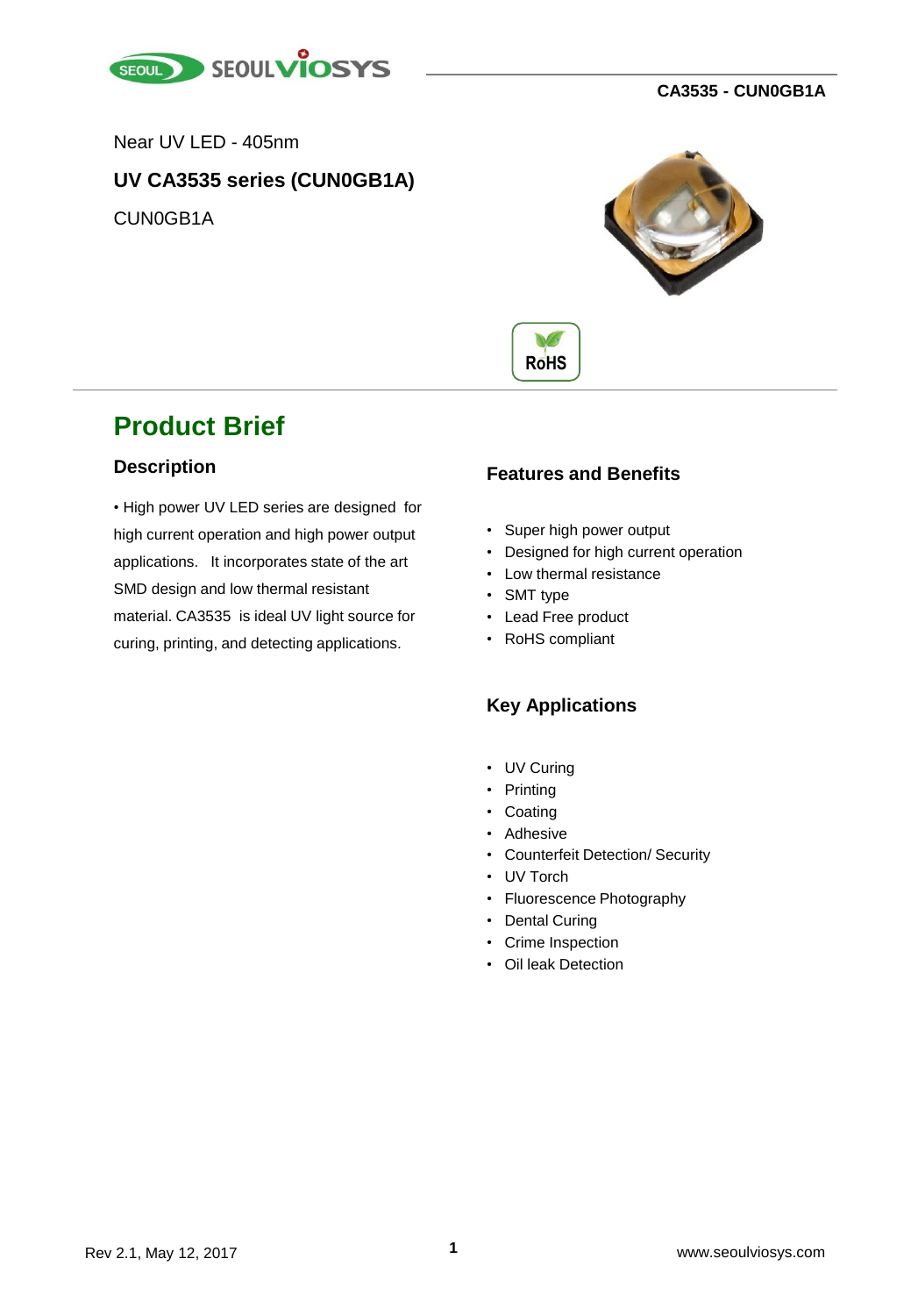Near UV LED - 405nm

## UV CA3535 series (CUN0GB1A)

CUN0GB1A

RoHS

# Product Brief

### Description

• High power UV LED series are designed for high current operation and high power output applications. It incorporates state of the art SMD design and low thermal resistant material. CA3535 is ideal UV light source for curing, printing, and detecting applications.

### Features and Benefits

- Super high power output
- Designed for high current operation
- Low thermal resistance
- SMT type
- Lead Free product
- RoHS compliant

### Key Applications

- UV Curing
- Printing
- Coating
- Adhesive
- Counterfeit Detection/ Security
- UV Torch
- Fluorescence Photography
- Dental Curing
- Crime Inspection
- Oil leak Detection

Rev 2.1, May 12, 2017

www.seoulviosys.com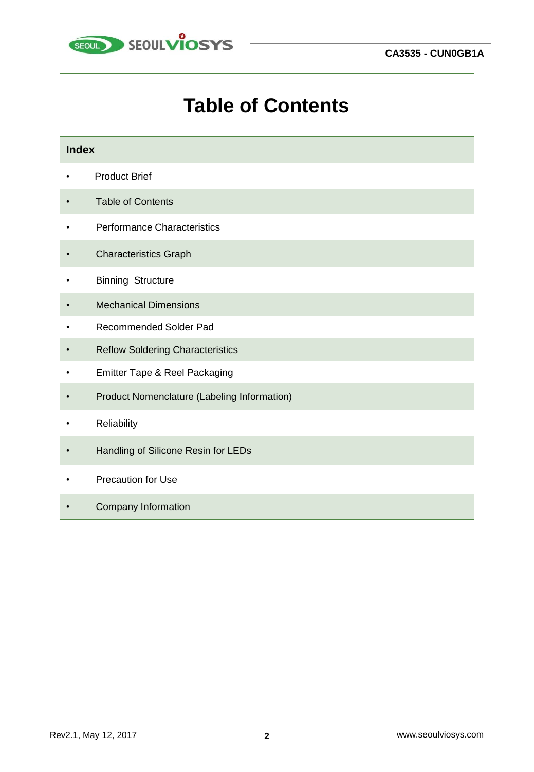# Table of Contents

| Index |
|---|
| • Product Brief |
| • Table of Contents |
| • Performance Characteristics |
| • Characteristics Graph |
| • Binning Structure |
| • Mechanical Dimensions |
| • Recommended Solder Pad |
| • Reflow Soldering Characteristics |
| • Emitter Tape & Reel Packaging |
| • Product Nomenclature (Labeling Information) |
| • Reliability |
| • Handling of Silicone Resin for LEDs |
| • Precaution for Use |
| • Company Information |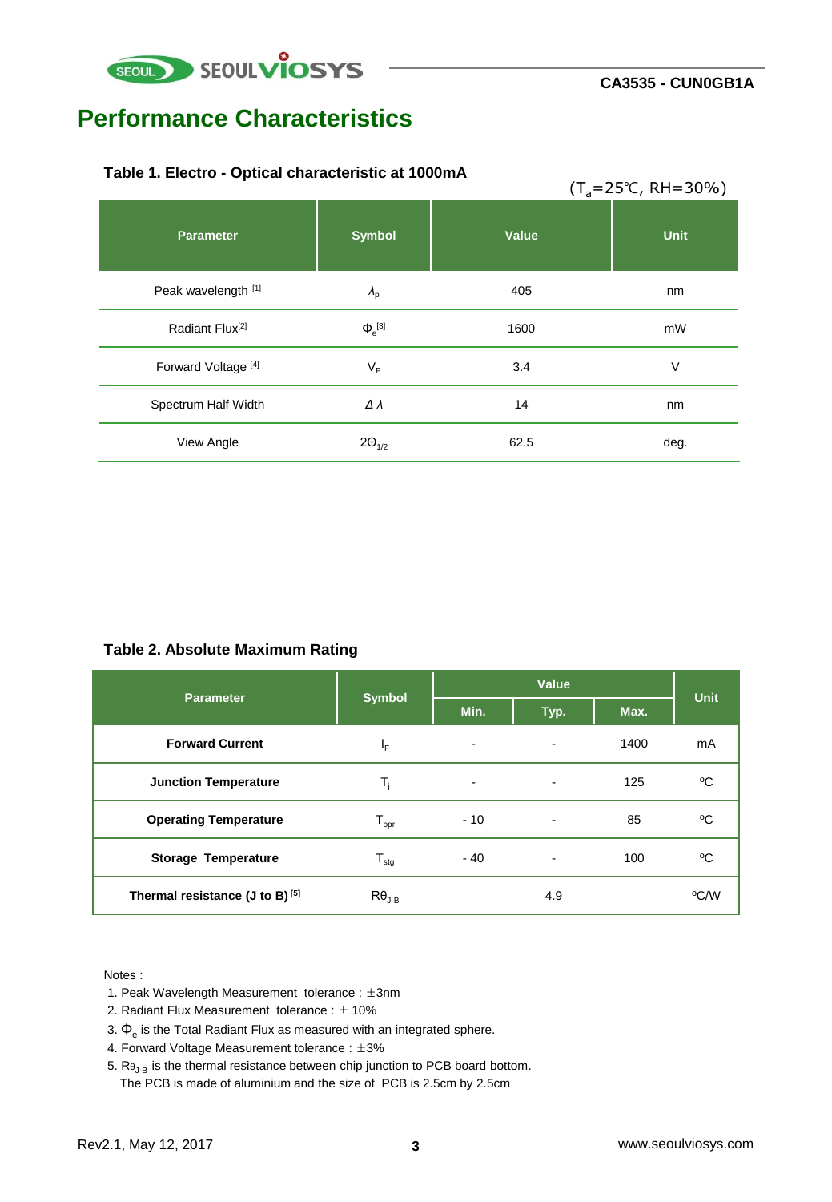# Performance Characteristics

**Table 1. Electro - Optical characteristic at 1000mA**

($T_a$=25℃, RH=30%)

| Parameter | Symbol | Value | Unit |
|---|---|---|---|
| Peak wavelength [1] | $\lambda_p$ | 405 | nm |
| Radiant Flux[2] | $\Phi_e$[3] | 1600 | mW |
| Forward Voltage [4] | $V_F$ | 3.4 | V |
| Spectrum Half Width | $\Delta\lambda$ | 14 | nm |
| View Angle | $2\Theta_{1/2}$ | 62.5 | deg. |

**Table 2. Absolute Maximum Rating**

| Parameter | Symbol | Value | | | Unit |
|---|---|---|---|---|---|
| | | Min. | Typ. | Max. | |
| **Forward Current** | $I_F$ | - | - | 1400 | mA |
| **Junction Temperature** | $T_j$ | - | - | 125 | ºC |
| **Operating Temperature** | $T_{opr}$ | - 10 | - | 85 | ºC |
| **Storage Temperature** | $T_{stg}$ | - 40 | - | 100 | ºC |
| **Thermal resistance (J to B) [5]** | $R\theta_{J\text{-}B}$ | | 4.9 | | ºC/W |

Notes :

1. Peak Wavelength Measurement tolerance : ±3nm
2. Radiant Flux Measurement tolerance : ± 10%
3. $\Phi_e$ is the Total Radiant Flux as measured with an integrated sphere.
4. Forward Voltage Measurement tolerance : ±3%
5. $R\theta_{J\text{-}B}$ is the thermal resistance between chip junction to PCB board bottom.
   The PCB is made of aluminium and the size of PCB is 2.5cm by 2.5cm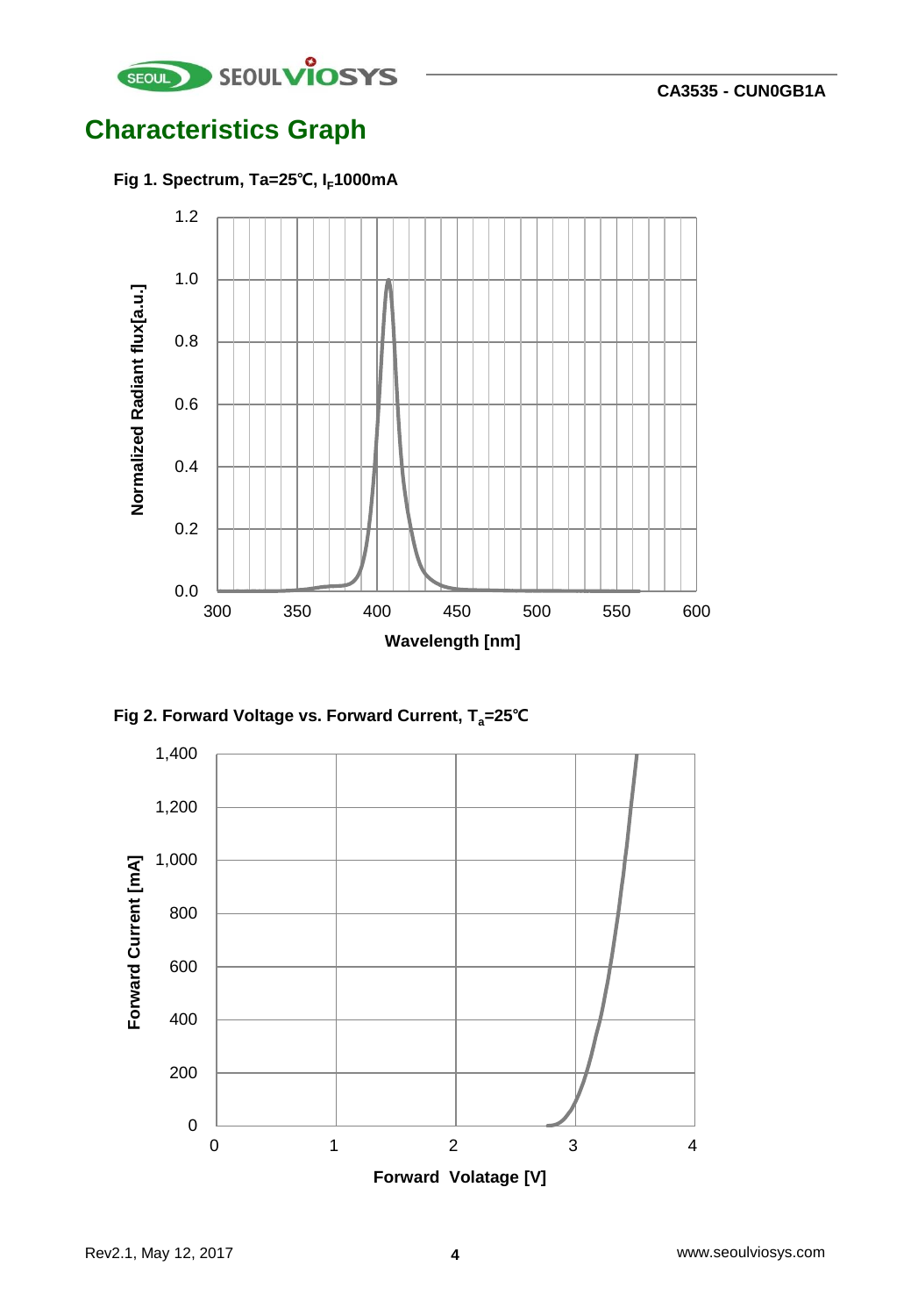## Characteristics Graph

**Fig 1. Spectrum, Ta=25℃, $I_F$1000mA**

**Fig 2. Forward Voltage vs. Forward Current, $T_a$=25℃**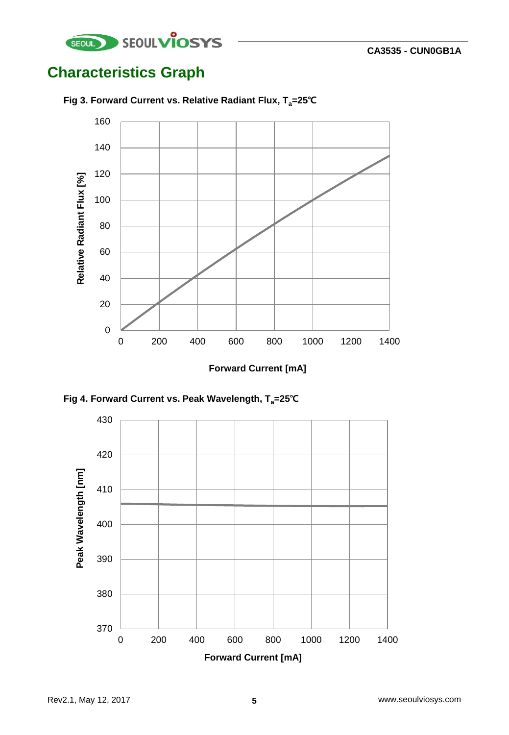## Characteristics Graph

**Fig 3. Forward Current vs. Relative Radiant Flux, $T_a$=25℃**

**Fig 4. Forward Current vs. Peak Wavelength, $T_a$=25℃**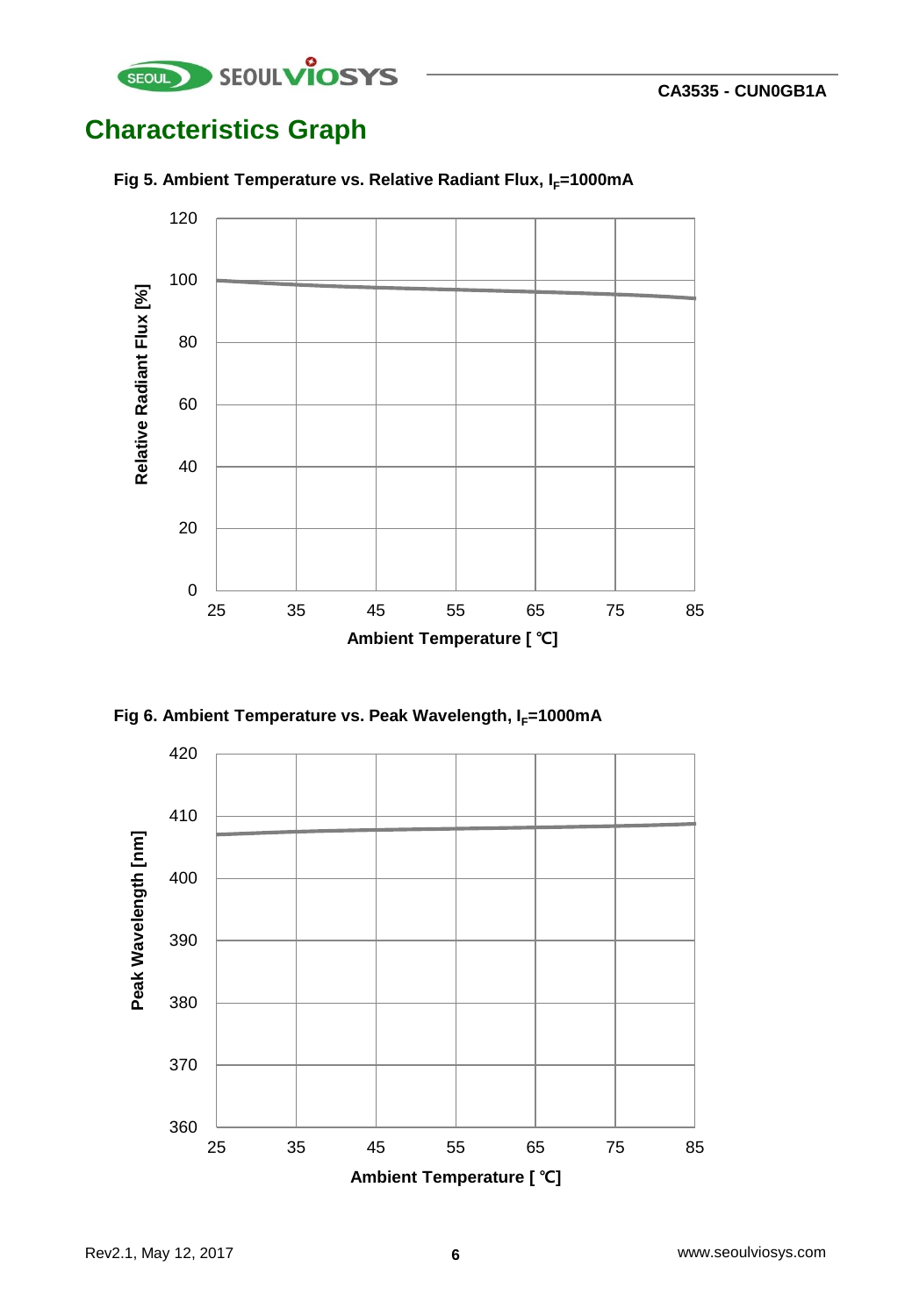# Characteristics Graph

**Fig 5. Ambient Temperature vs. Relative Radiant Flux, $I_F$=1000mA**

**Fig 6. Ambient Temperature vs. Peak Wavelength, $I_F$=1000mA**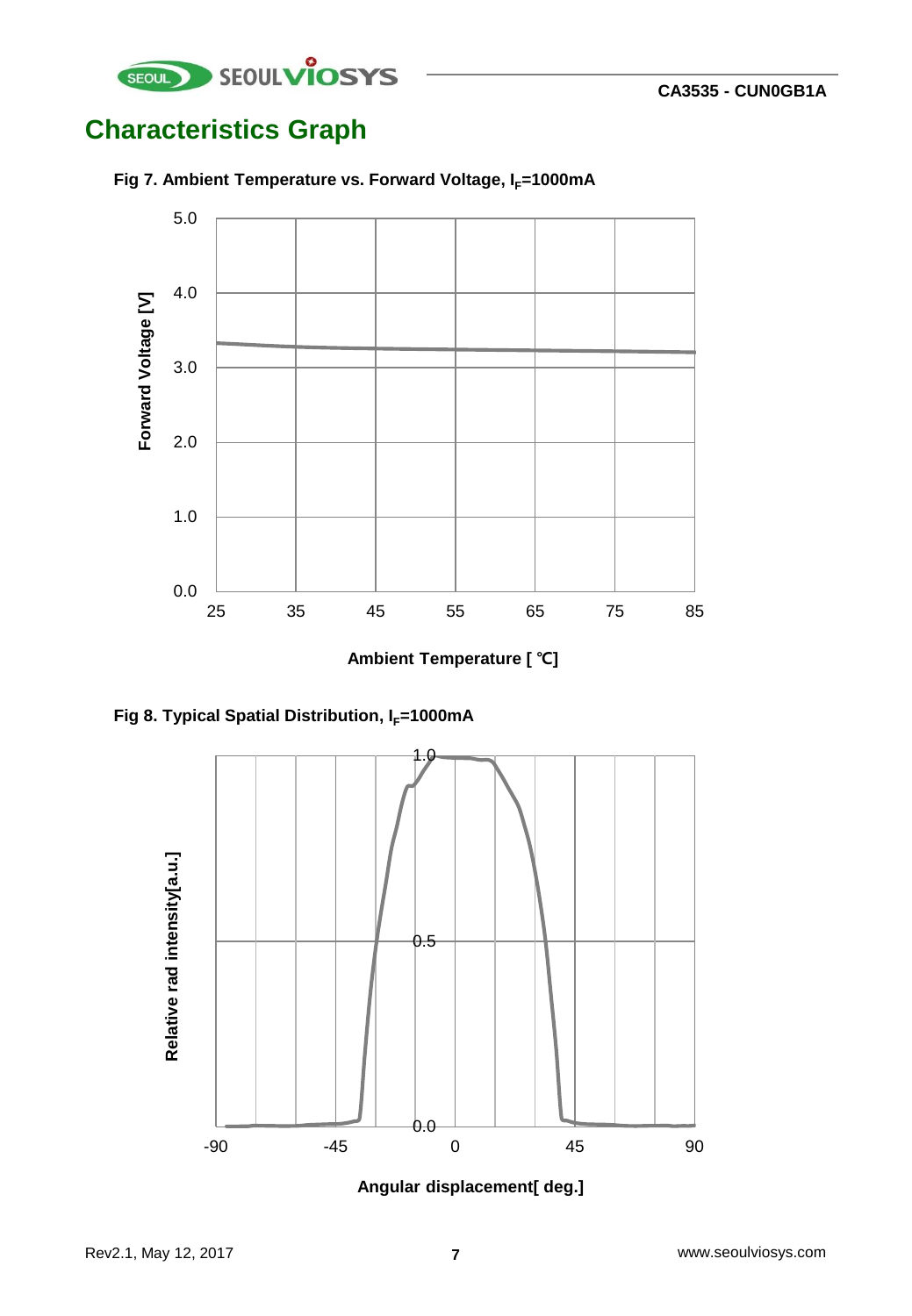# Characteristics Graph

**Fig 7. Ambient Temperature vs. Forward Voltage, $I_F$=1000mA**

Forward Voltage [V]

5.0
4.0
3.0
2.0
1.0
0.0

25 35 45 55 65 75 85

**Ambient Temperature [ ℃]**

**Fig 8. Typical Spatial Distribution, $I_F$=1000mA**

Relative rad intensity[a.u.]

1.0
0.5
0.0

-90 -45 0 45 90

**Angular displacement[ deg.]**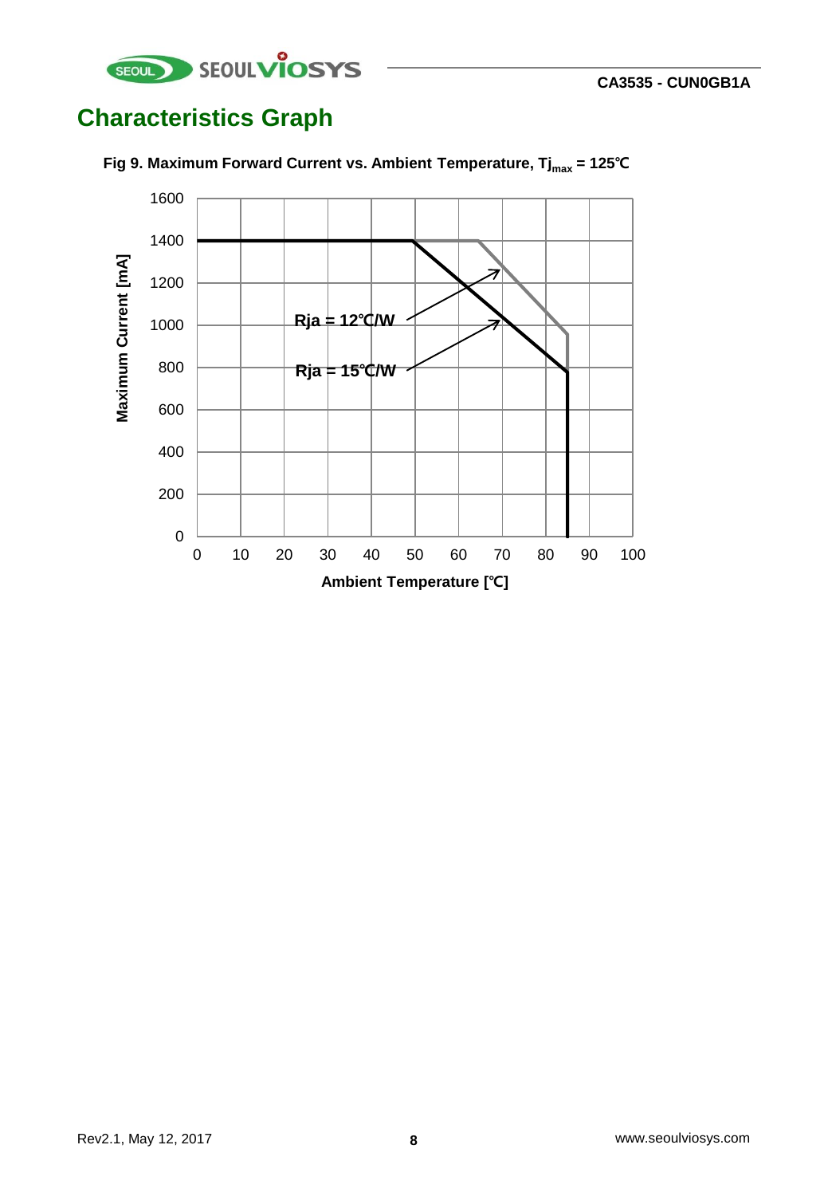# Characteristics Graph

**Fig 9. Maximum Forward Current vs. Ambient Temperature, $Tj_{max}$ = 125℃**

Maximum Current [mA]

1600
1400
1200
1000
800
600
400
200
0

Rja = 12℃/W

Rja = 15℃/W

0 10 20 30 40 50 60 70 80 90 100

Ambient Temperature [℃]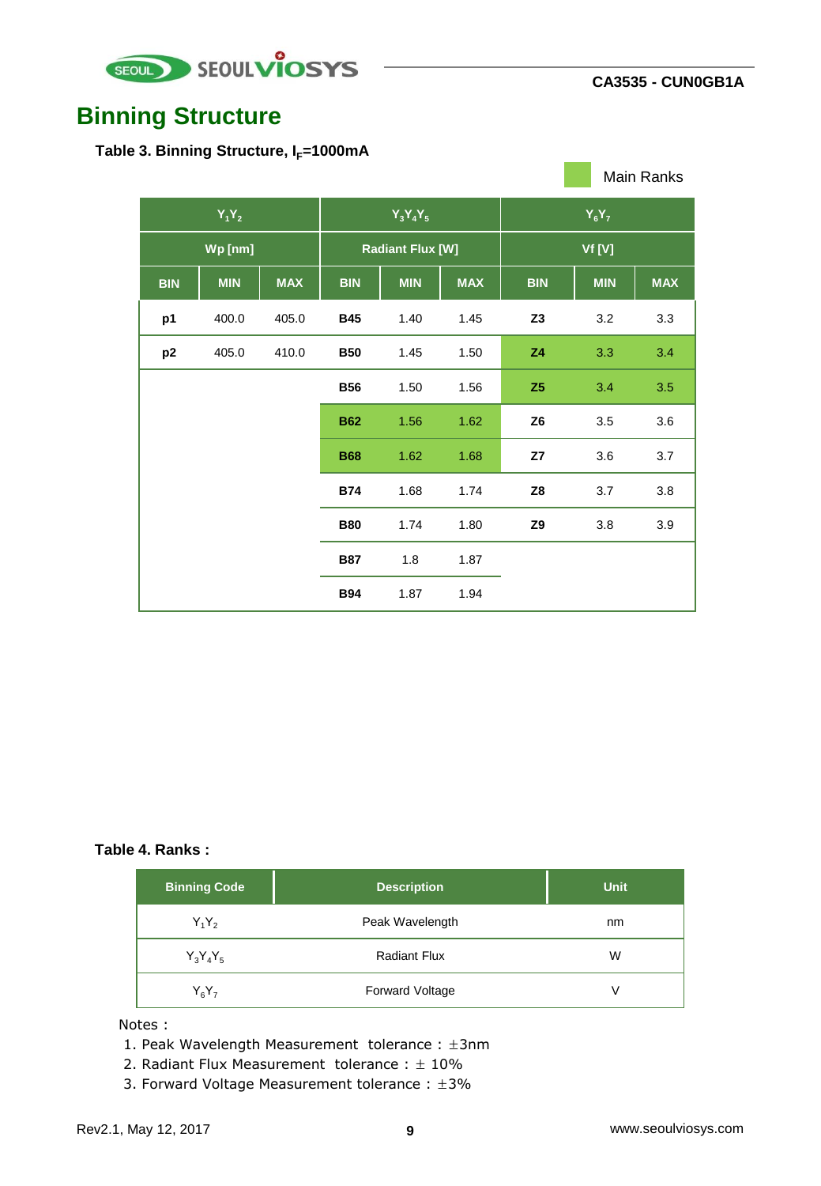# Binning Structure

**Table 3. Binning Structure, $I_F$=1000mA**

Main Ranks

| $Y_1Y_2$ | | | $Y_3Y_4Y_5$ | | | $Y_6Y_7$ | | |
|---|---|---|---|---|---|---|---|---|
| Wp [nm] | | | Radiant Flux [W] | | | Vf [V] | | |
| BIN | MIN | MAX | BIN | MIN | MAX | BIN | MIN | MAX |
| **p1** | 400.0 | 405.0 | **B45** | 1.40 | 1.45 | **Z3** | 3.2 | 3.3 |
| **p2** | 405.0 | 410.0 | **B50** | 1.45 | 1.50 | **Z4** | 3.3 | 3.4 |
| | | | **B56** | 1.50 | 1.56 | **Z5** | 3.4 | 3.5 |
| | | | **B62** | 1.56 | 1.62 | **Z6** | 3.5 | 3.6 |
| | | | **B68** | 1.62 | 1.68 | **Z7** | 3.6 | 3.7 |
| | | | **B74** | 1.68 | 1.74 | **Z8** | 3.7 | 3.8 |
| | | | **B80** | 1.74 | 1.80 | **Z9** | 3.8 | 3.9 |
| | | | **B87** | 1.8 | 1.87 | | | |
| | | | **B94** | 1.87 | 1.94 | | | |

**Table 4. Ranks :**

| Binning Code | Description | Unit |
|---|---|---|
| $Y_1Y_2$ | Peak Wavelength | nm |
| $Y_3Y_4Y_5$ | Radiant Flux | W |
| $Y_6Y_7$ | Forward Voltage | V |

Notes :

1. Peak Wavelength Measurement tolerance : ±3nm
2. Radiant Flux Measurement tolerance : ± 10%
3. Forward Voltage Measurement tolerance : ±3%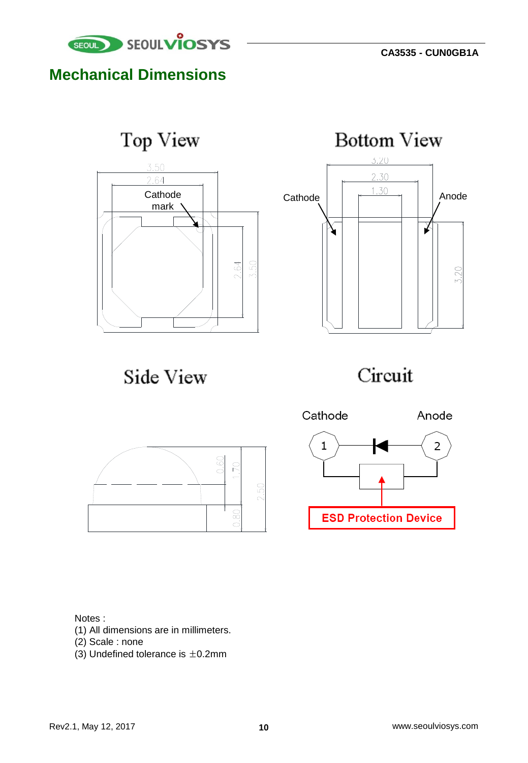## Mechanical Dimensions

Top View

3.50

2.64

Cathode mark

2.64

3.50

Bottom View

3.20

2.30

1.30

Cathode

Anode

3.20

Side View

0.60

1.70

2.50

0.80

Circuit

Cathode

Anode

1

2

ESD Protection Device

Notes :
(1) All dimensions are in millimeters.
(2) Scale : none
(3) Undefined tolerance is ±0.2mm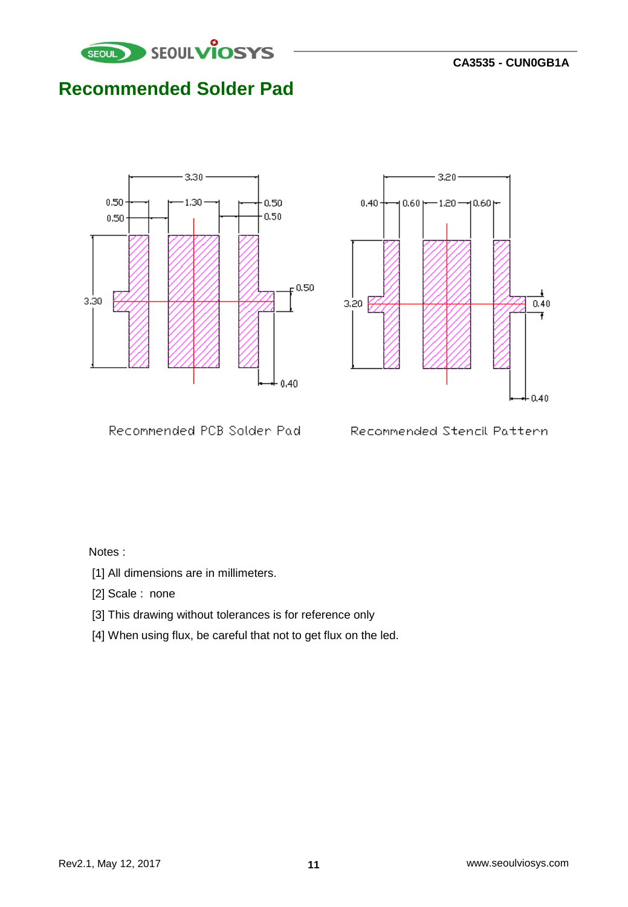# Recommended Solder Pad

Recommended PCB Solder Pad

Recommended Stencil Pattern

Notes :

[1] All dimensions are in millimeters.

[2] Scale : none

[3] This drawing without tolerances is for reference only

[4] When using flux, be careful that not to get flux on the led.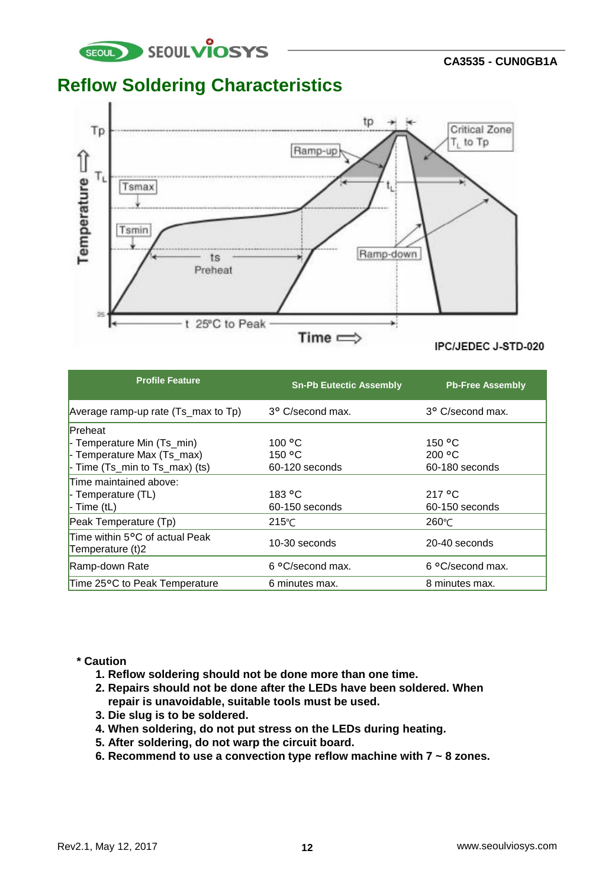# Reflow Soldering Characteristics

IPC/JEDEC J-STD-020

| Profile Feature | Sn-Pb Eutectic Assembly | Pb-Free Assembly |
|---|---|---|
| Average ramp-up rate (Ts_max to Tp) | 3° C/second max. | 3° C/second max. |
| Preheat<br>- Temperature Min (Ts_min)<br>- Temperature Max (Ts_max)<br>- Time (Ts_min to Ts_max) (ts) | <br>100 °C<br>150 °C<br>60-120 seconds | <br>150 °C<br>200 °C<br>60-180 seconds |
| Time maintained above:<br>- Temperature (TL)<br>- Time (tL) | <br>183 °C<br>60-150 seconds | <br>217 °C<br>60-150 seconds |
| Peak Temperature (Tp) | 215℃ | 260℃ |
| Time within 5°C of actual Peak Temperature (t)2 | 10-30 seconds | 20-40 seconds |
| Ramp-down Rate | 6 °C/second max. | 6 °C/second max. |
| Time 25°C to Peak Temperature | 6 minutes max. | 8 minutes max. |

**\* Caution**

1. **Reflow soldering should not be done more than one time.**
2. **Repairs should not be done after the LEDs have been soldered. When repair is unavoidable, suitable tools must be used.**
3. **Die slug is to be soldered.**
4. **When soldering, do not put stress on the LEDs during heating.**
5. **After soldering, do not warp the circuit board.**
6. **Recommend to use a convection type reflow machine with 7 ~ 8 zones.**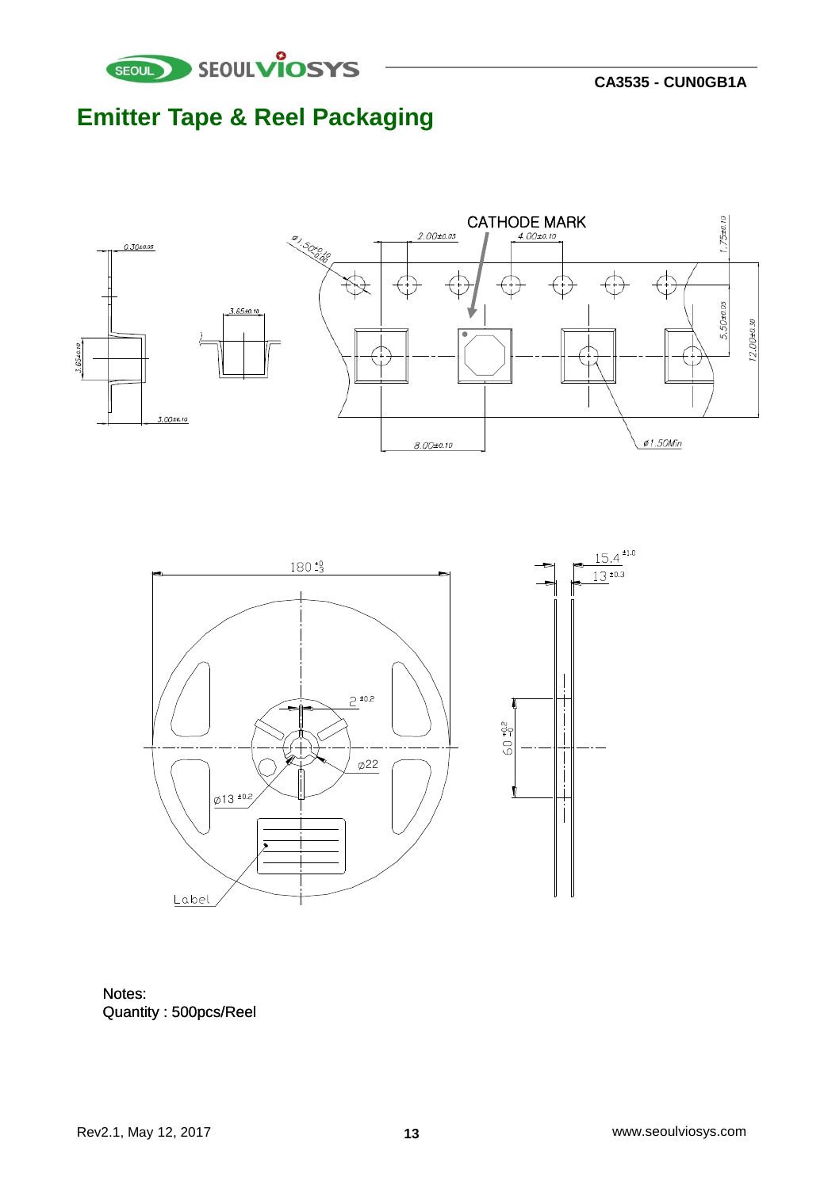# Emitter Tape & Reel Packaging

Notes:
Quantity : 500pcs/Reel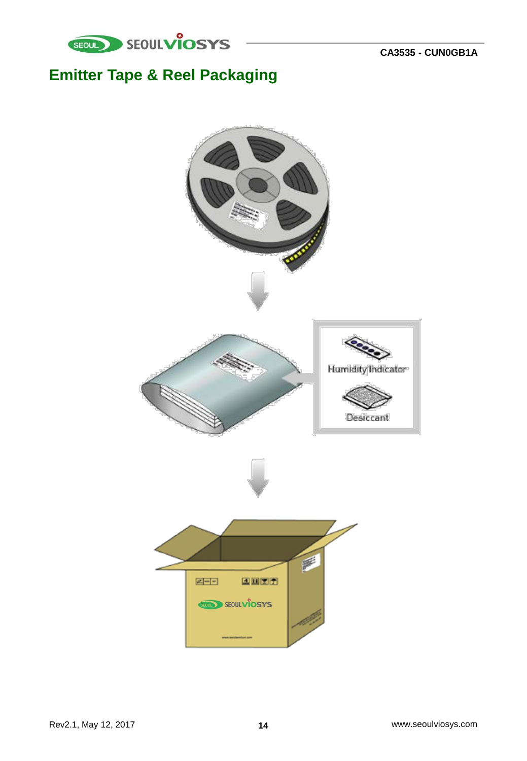# Emitter Tape & Reel Packaging

Humidity Indicator

Desiccant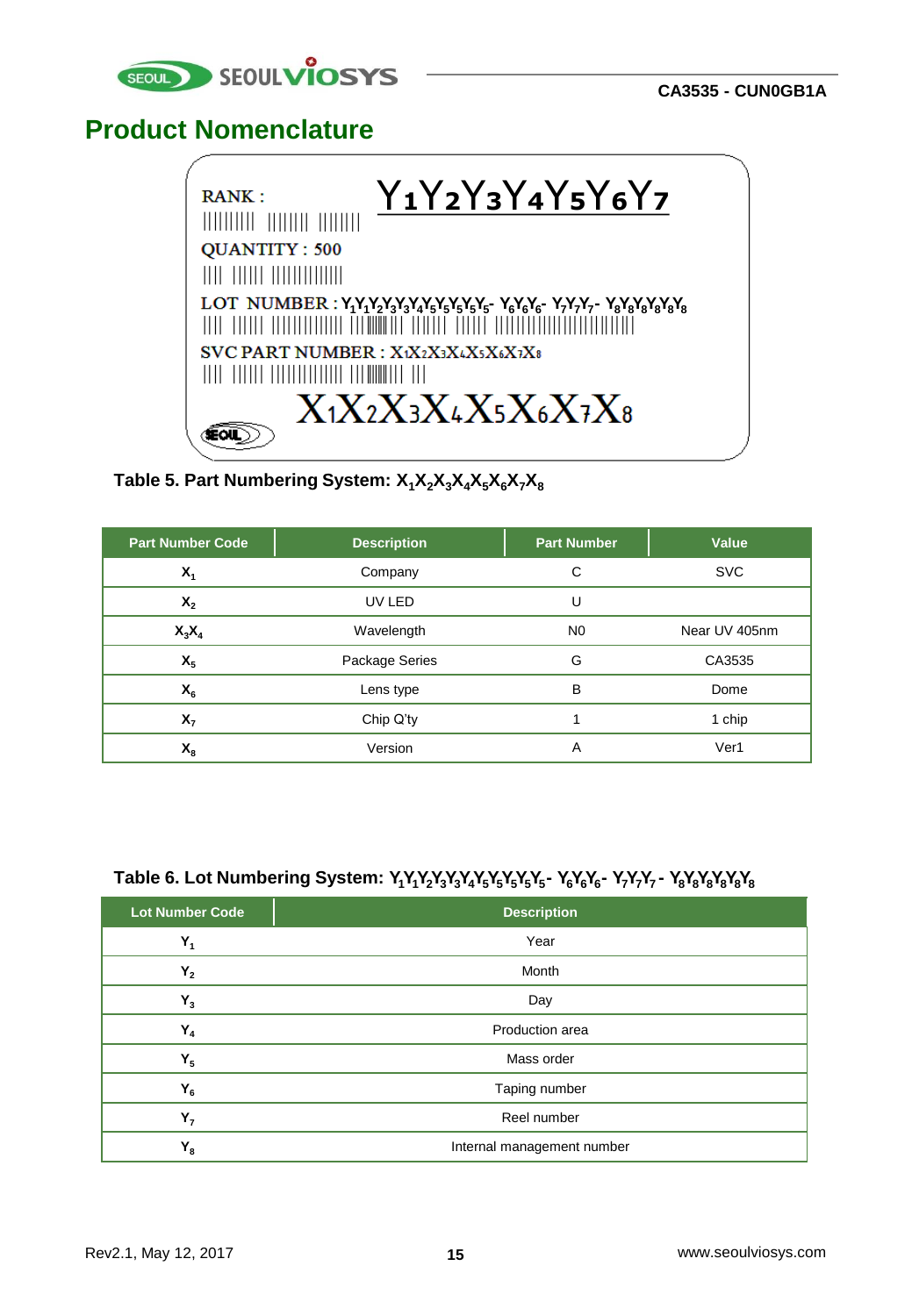## Product Nomenclature

RANK : $Y_1Y_2Y_3Y_4Y_5Y_6Y_7$

QUANTITY : 500

LOT NUMBER : $Y_1Y_1Y_2Y_3Y_3Y_4Y_5Y_5Y_5Y_5Y_5$- $Y_6Y_6Y_6$- $Y_7Y_7Y_7$- $Y_8Y_8Y_8Y_8Y_8Y_8$

SVC PART NUMBER : $X_1X_2X_3X_4X_5X_6X_7X_8$

$X_1X_2X_3X_4X_5X_6X_7X_8$

**Table 5. Part Numbering System: $X_1X_2X_3X_4X_5X_6X_7X_8$**

| Part Number Code | Description | Part Number | Value |
|---|---|---|---|
| $X_1$ | Company | C | SVC |
| $X_2$ | UV LED | U | |
| $X_3X_4$ | Wavelength | N0 | Near UV 405nm |
| $X_5$ | Package Series | G | CA3535 |
| $X_6$ | Lens type | B | Dome |
| $X_7$ | Chip Q'ty | 1 | 1 chip |
| $X_8$ | Version | A | Ver1 |

**Table 6. Lot Numbering System: $Y_1Y_1Y_2Y_3Y_3Y_4Y_5Y_5Y_5Y_5Y_5$- $Y_6Y_6Y_6$- $Y_7Y_7Y_7$ - $Y_8Y_8Y_8Y_8Y_8Y_8$**

| Lot Number Code | Description |
|---|---|
| $Y_1$ | Year |
| $Y_2$ | Month |
| $Y_3$ | Day |
| $Y_4$ | Production area |
| $Y_5$ | Mass order |
| $Y_6$ | Taping number |
| $Y_7$ | Reel number |
| $Y_8$ | Internal management number |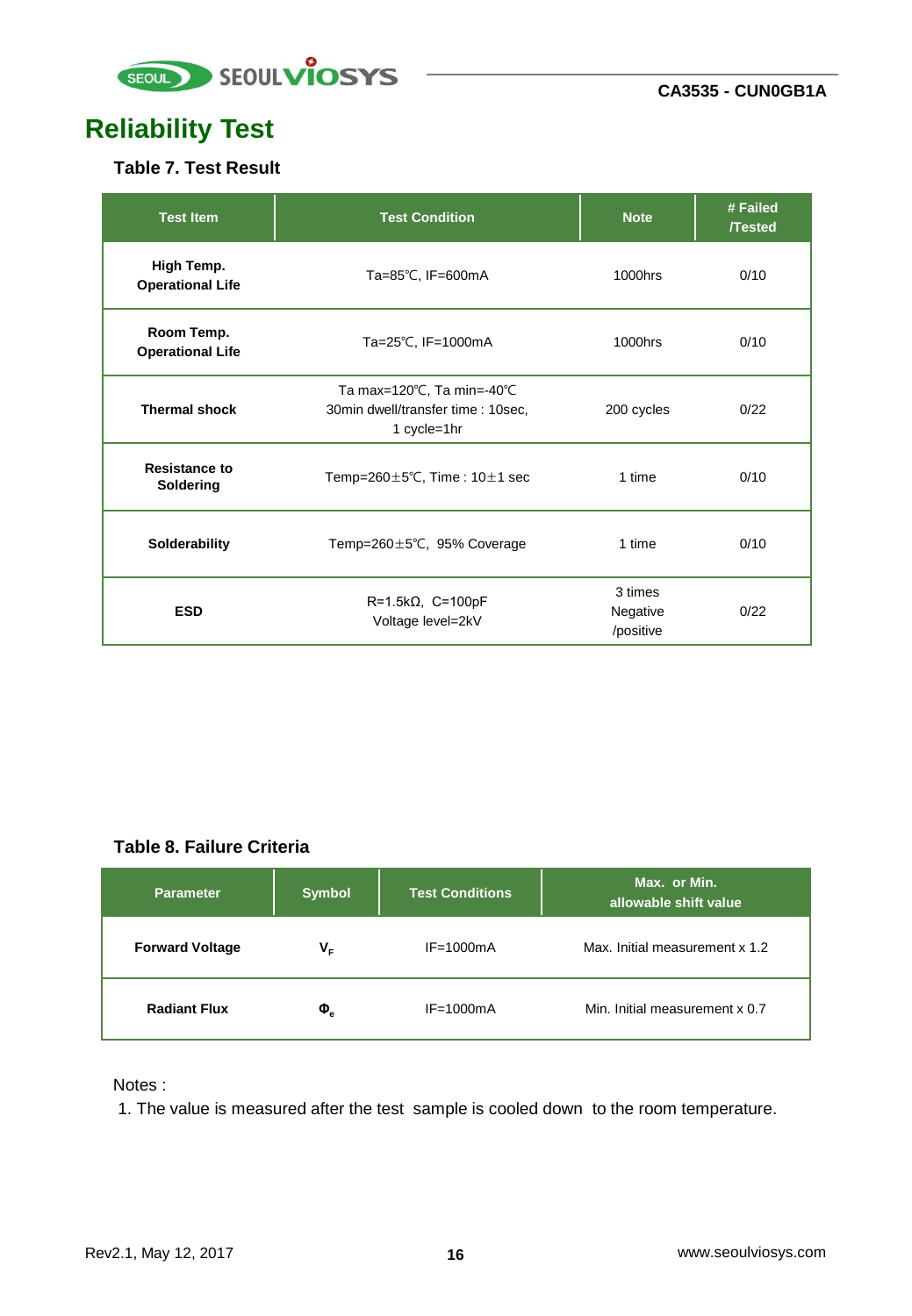# Reliability Test

### Table 7. Test Result

| Test Item | Test Condition | Note | # Failed /Tested |
|---|---|---|---|
| **High Temp. Operational Life** | Ta=85℃, IF=600mA | 1000hrs | 0/10 |
| **Room Temp. Operational Life** | Ta=25℃, IF=1000mA | 1000hrs | 0/10 |
| **Thermal shock** | Ta max=120℃, Ta min=-40℃ 30min dwell/transfer time : 10sec, 1 cycle=1hr | 200 cycles | 0/22 |
| **Resistance to Soldering** | Temp=260±5℃, Time : 10±1 sec | 1 time | 0/10 |
| **Solderability** | Temp=260±5℃, 95% Coverage | 1 time | 0/10 |
| **ESD** | R=1.5kΩ, C=100pF Voltage level=2kV | 3 times Negative /positive | 0/22 |

### Table 8. Failure Criteria

| Parameter | Symbol | Test Conditions | Max. or Min. allowable shift value |
|---|---|---|---|
| **Forward Voltage** | $V_F$ | IF=1000mA | Max. Initial measurement x 1.2 |
| **Radiant Flux** | $\Phi_e$ | IF=1000mA | Min. Initial measurement x 0.7 |

Notes :

1. The value is measured after the test sample is cooled down to the room temperature.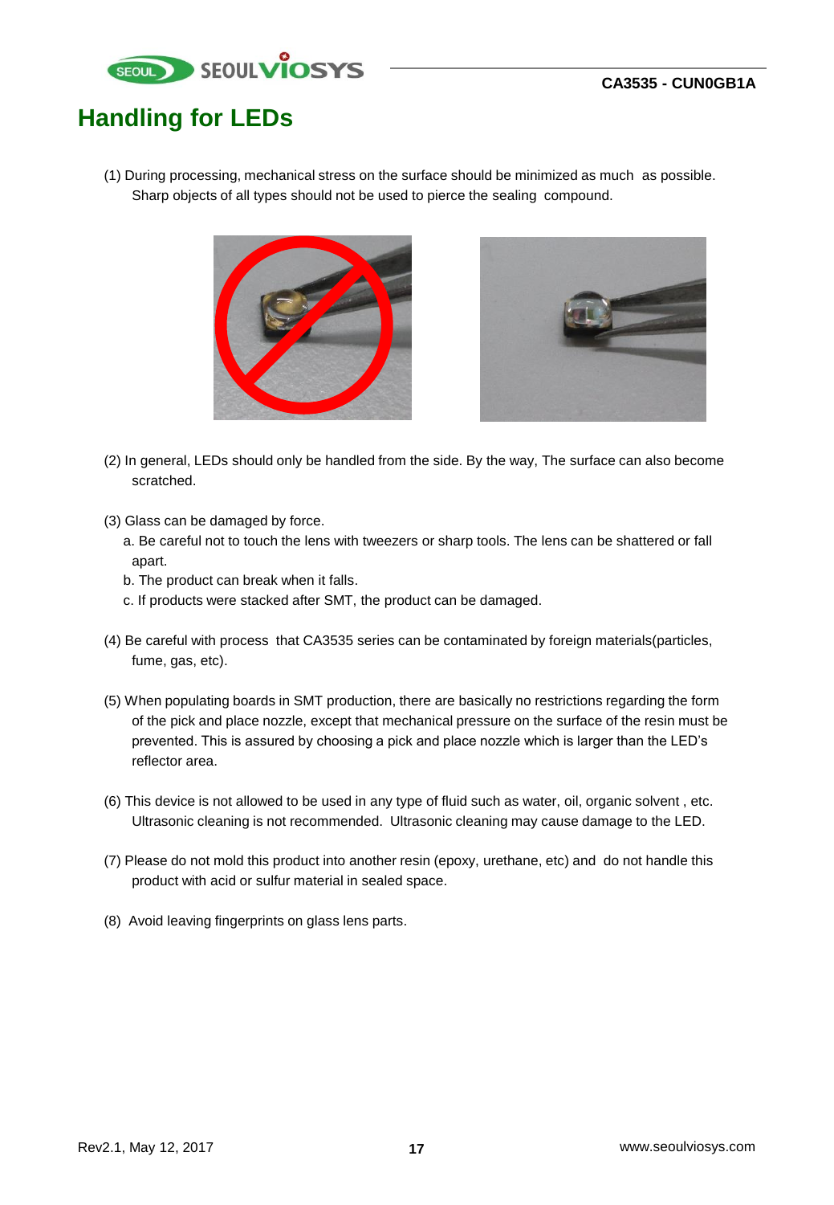# Handling for LEDs

(1) During processing, mechanical stress on the surface should be minimized as much as possible. Sharp objects of all types should not be used to pierce the sealing compound.

(2) In general, LEDs should only be handled from the side. By the way, The surface can also become scratched.

(3) Glass can be damaged by force.

a. Be careful not to touch the lens with tweezers or sharp tools. The lens can be shattered or fall apart.

b. The product can break when it falls.

c. If products were stacked after SMT, the product can be damaged.

(4) Be careful with process that CA3535 series can be contaminated by foreign materials(particles, fume, gas, etc).

(5) When populating boards in SMT production, there are basically no restrictions regarding the form of the pick and place nozzle, except that mechanical pressure on the surface of the resin must be prevented. This is assured by choosing a pick and place nozzle which is larger than the LED's reflector area.

(6) This device is not allowed to be used in any type of fluid such as water, oil, organic solvent , etc. Ultrasonic cleaning is not recommended. Ultrasonic cleaning may cause damage to the LED.

(7) Please do not mold this product into another resin (epoxy, urethane, etc) and do not handle this product with acid or sulfur material in sealed space.

(8) Avoid leaving fingerprints on glass lens parts.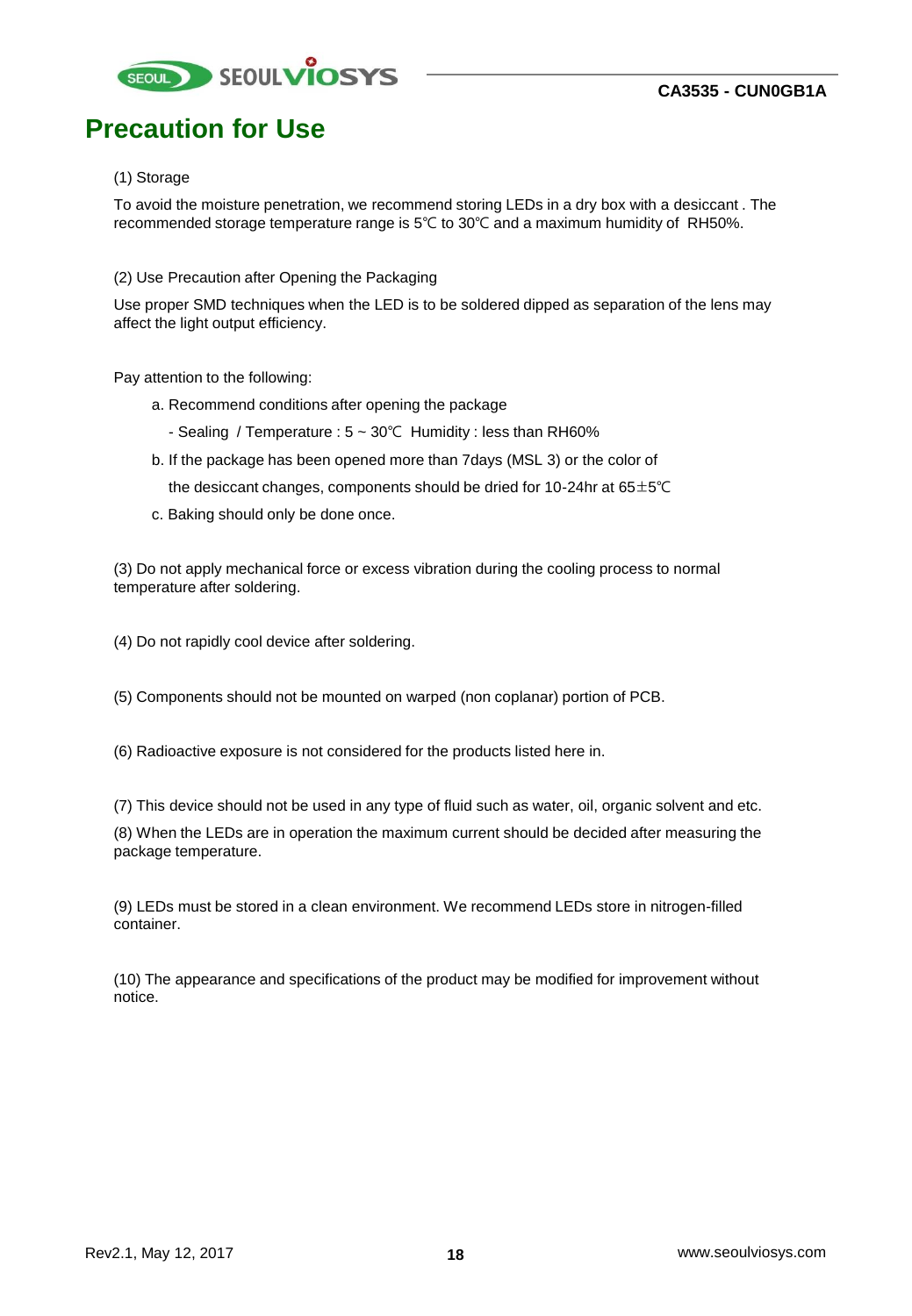# Precaution for Use

(1) Storage

To avoid the moisture penetration, we recommend storing LEDs in a dry box with a desiccant . The recommended storage temperature range is 5℃ to 30℃ and a maximum humidity of RH50%.

(2) Use Precaution after Opening the Packaging

Use proper SMD techniques when the LED is to be soldered dipped as separation of the lens may affect the light output efficiency.

Pay attention to the following:

a. Recommend conditions after opening the package

- Sealing / Temperature : 5 ~ 30℃ Humidity : less than RH60%

b. If the package has been opened more than 7days (MSL 3) or the color of the desiccant changes, components should be dried for 10-24hr at 65±5℃

c. Baking should only be done once.

(3) Do not apply mechanical force or excess vibration during the cooling process to normal temperature after soldering.

(4) Do not rapidly cool device after soldering.

(5) Components should not be mounted on warped (non coplanar) portion of PCB.

(6) Radioactive exposure is not considered for the products listed here in.

(7) This device should not be used in any type of fluid such as water, oil, organic solvent and etc.

(8) When the LEDs are in operation the maximum current should be decided after measuring the package temperature.

(9) LEDs must be stored in a clean environment. We recommend LEDs store in nitrogen-filled container.

(10) The appearance and specifications of the product may be modified for improvement without notice.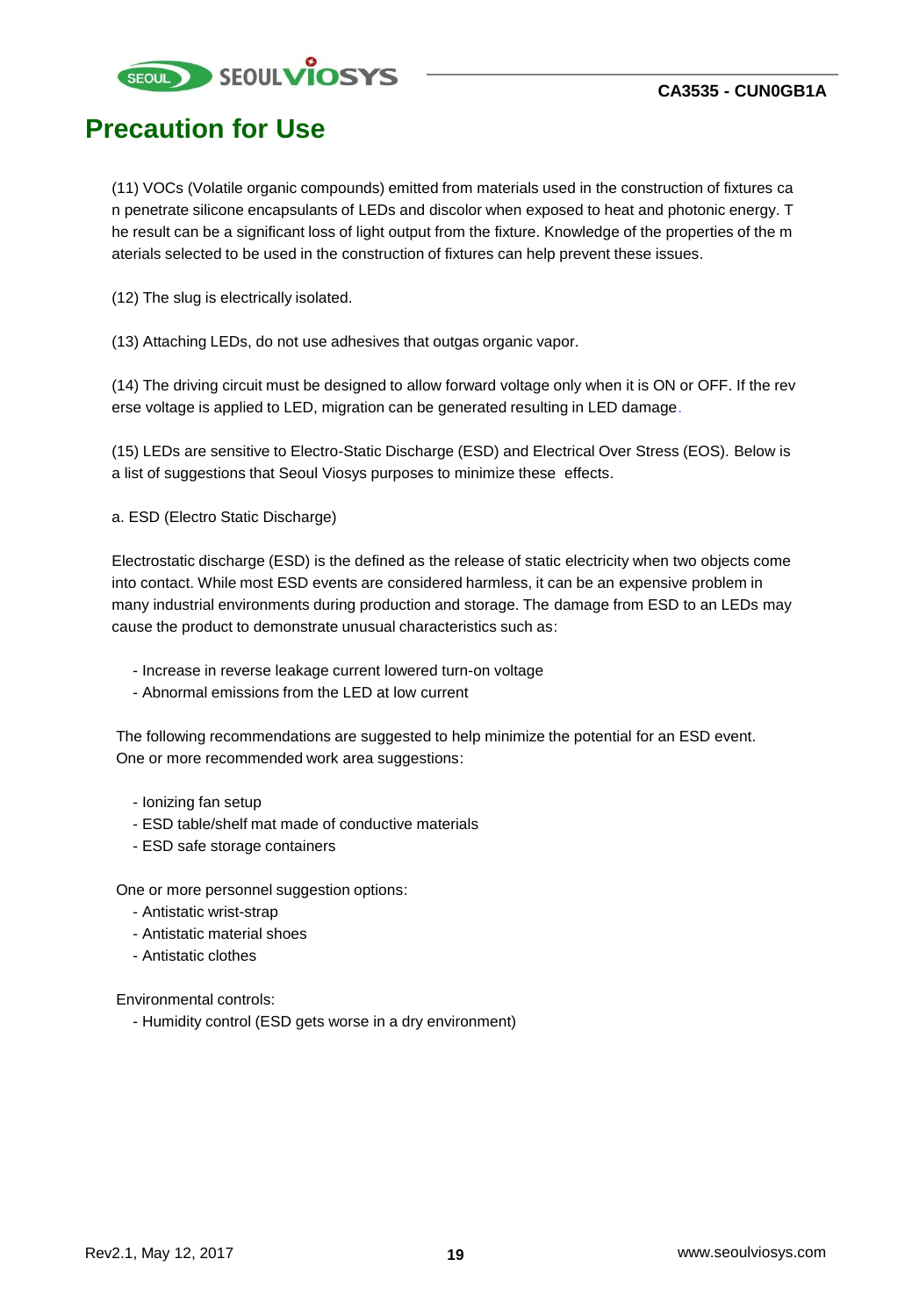# Precaution for Use

(11) VOCs (Volatile organic compounds) emitted from materials used in the construction of fixtures can penetrate silicone encapsulants of LEDs and discolor when exposed to heat and photonic energy. The result can be a significant loss of light output from the fixture. Knowledge of the properties of the materials selected to be used in the construction of fixtures can help prevent these issues.

(12) The slug is electrically isolated.

(13) Attaching LEDs, do not use adhesives that outgas organic vapor.

(14) The driving circuit must be designed to allow forward voltage only when it is ON or OFF. If the reverse voltage is applied to LED, migration can be generated resulting in LED damage.

(15) LEDs are sensitive to Electro-Static Discharge (ESD) and Electrical Over Stress (EOS). Below is a list of suggestions that Seoul Viosys purposes to minimize these effects.

a. ESD (Electro Static Discharge)

Electrostatic discharge (ESD) is the defined as the release of static electricity when two objects come into contact. While most ESD events are considered harmless, it can be an expensive problem in many industrial environments during production and storage. The damage from ESD to an LEDs may cause the product to demonstrate unusual characteristics such as:

- Increase in reverse leakage current lowered turn-on voltage
- Abnormal emissions from the LED at low current

The following recommendations are suggested to help minimize the potential for an ESD event.
One or more recommended work area suggestions:

- Ionizing fan setup
- ESD table/shelf mat made of conductive materials
- ESD safe storage containers

One or more personnel suggestion options:
- Antistatic wrist-strap
- Antistatic material shoes
- Antistatic clothes

Environmental controls:
- Humidity control (ESD gets worse in a dry environment)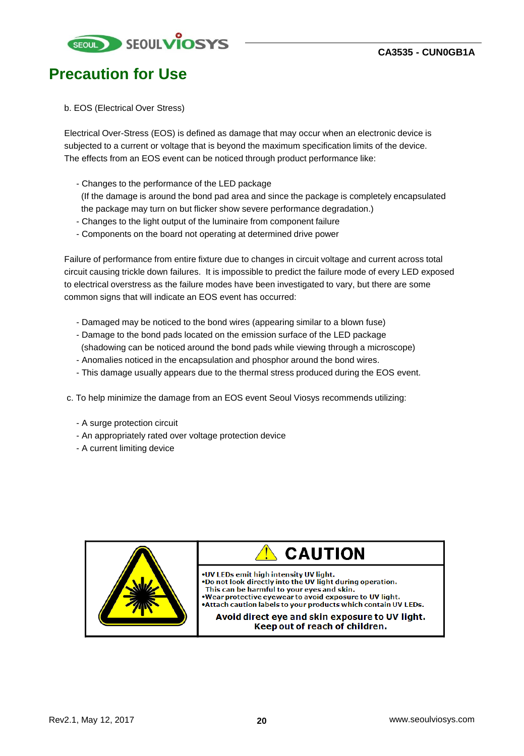# Precaution for Use

b. EOS (Electrical Over Stress)

Electrical Over-Stress (EOS) is defined as damage that may occur when an electronic device is subjected to a current or voltage that is beyond the maximum specification limits of the device. The effects from an EOS event can be noticed through product performance like:

- Changes to the performance of the LED package
  (If the damage is around the bond pad area and since the package is completely encapsulated the package may turn on but flicker show severe performance degradation.)
- Changes to the light output of the luminaire from component failure
- Components on the board not operating at determined drive power

Failure of performance from entire fixture due to changes in circuit voltage and current across total circuit causing trickle down failures. It is impossible to predict the failure mode of every LED exposed to electrical overstress as the failure modes have been investigated to vary, but there are some common signs that will indicate an EOS event has occurred:

- Damaged may be noticed to the bond wires (appearing similar to a blown fuse)
- Damage to the bond pads located on the emission surface of the LED package
  (shadowing can be noticed around the bond pads while viewing through a microscope)
- Anomalies noticed in the encapsulation and phosphor around the bond wires.
- This damage usually appears due to the thermal stress produced during the EOS event.

c. To help minimize the damage from an EOS event Seoul Viosys recommends utilizing:

- A surge protection circuit
- An appropriately rated over voltage protection device
- A current limiting device

**CAUTION**

- UV LEDs emit high intensity UV light.
- Do not look directly into the UV light during operation.
  This can be harmful to your eyes and skin.
- Wear protective eyewear to avoid exposure to UV light.
- Attach caution labels to your products which contain UV LEDs.

**Avoid direct eye and skin exposure to UV light.**
**Keep out of reach of children.**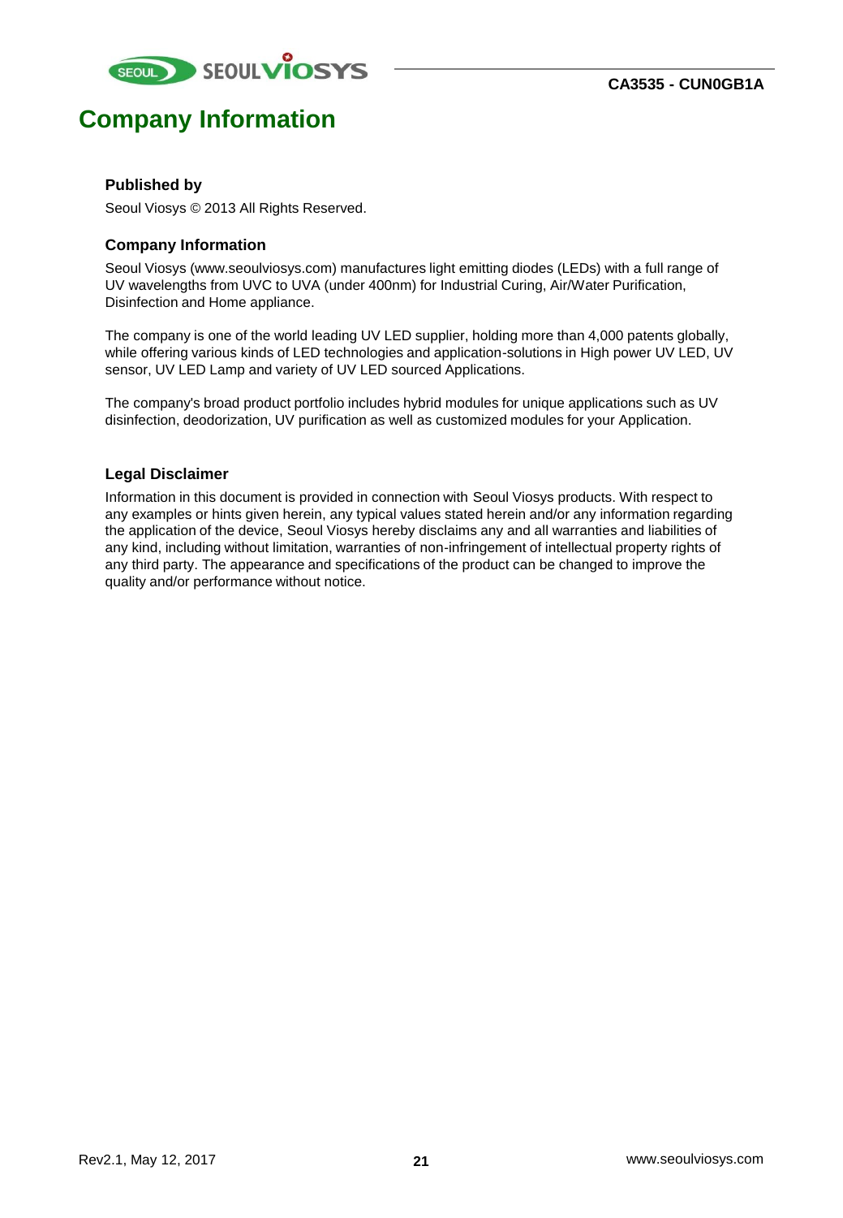# Company Information

### Published by

Seoul Viosys © 2013 All Rights Reserved.

### Company Information

Seoul Viosys (www.seoulviosys.com) manufactures light emitting diodes (LEDs) with a full range of UV wavelengths from UVC to UVA (under 400nm) for Industrial Curing, Air/Water Purification, Disinfection and Home appliance.

The company is one of the world leading UV LED supplier, holding more than 4,000 patents globally, while offering various kinds of LED technologies and application-solutions in High power UV LED, UV sensor, UV LED Lamp and variety of UV LED sourced Applications.

The company's broad product portfolio includes hybrid modules for unique applications such as UV disinfection, deodorization, UV purification as well as customized modules for your Application.

### Legal Disclaimer

Information in this document is provided in connection with Seoul Viosys products. With respect to any examples or hints given herein, any typical values stated herein and/or any information regarding the application of the device, Seoul Viosys hereby disclaims any and all warranties and liabilities of any kind, including without limitation, warranties of non-infringement of intellectual property rights of any third party. The appearance and specifications of the product can be changed to improve the quality and/or performance without notice.